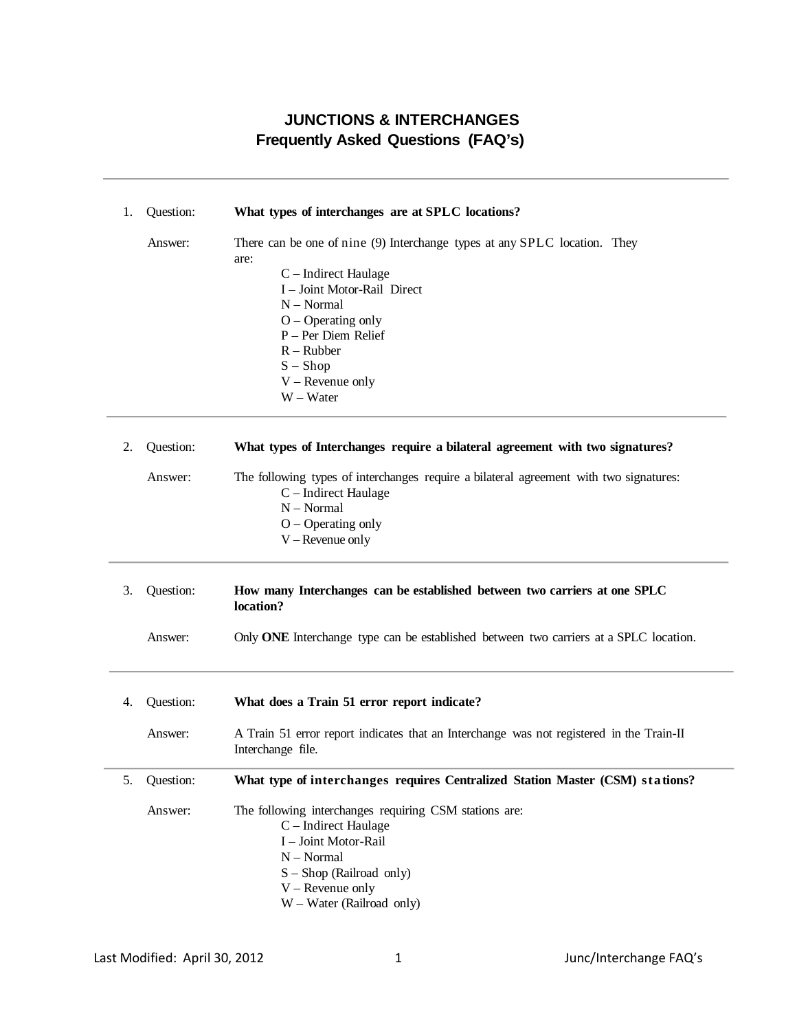# JUNCTIONS & INTERCHANGES
## Frequently Asked Questions (FAQ's)

---

1. Question: **What types of interchanges are at SPLC locations?**

   Answer: There can be one of nine (9) Interchange types at any SPLC location. They are:

   - C – Indirect Haulage
   - I – Joint Motor-Rail Direct
   - N – Normal
   - O – Operating only
   - P – Per Diem Relief
   - R – Rubber
   - S – Shop
   - V – Revenue only
   - W – Water

---

2. Question: **What types of Interchanges require a bilateral agreement with two signatures?**

   Answer: The following types of interchanges require a bilateral agreement with two signatures:

   - C – Indirect Haulage
   - N – Normal
   - O – Operating only
   - V – Revenue only

---

3. Question: **How many Interchanges can be established between two carriers at one SPLC location?**

   Answer: Only **ONE** Interchange type can be established between two carriers at a SPLC location.

---

4. Question: **What does a Train 51 error report indicate?**

   Answer: A Train 51 error report indicates that an Interchange was not registered in the Train-II Interchange file.

---

5. Question: **What type of interchanges requires Centralized Station Master (CSM) stations?**

   Answer: The following interchanges requiring CSM stations are:

   - C – Indirect Haulage
   - I – Joint Motor-Rail
   - N – Normal
   - S – Shop (Railroad only)
   - V – Revenue only
   - W – Water (Railroad only)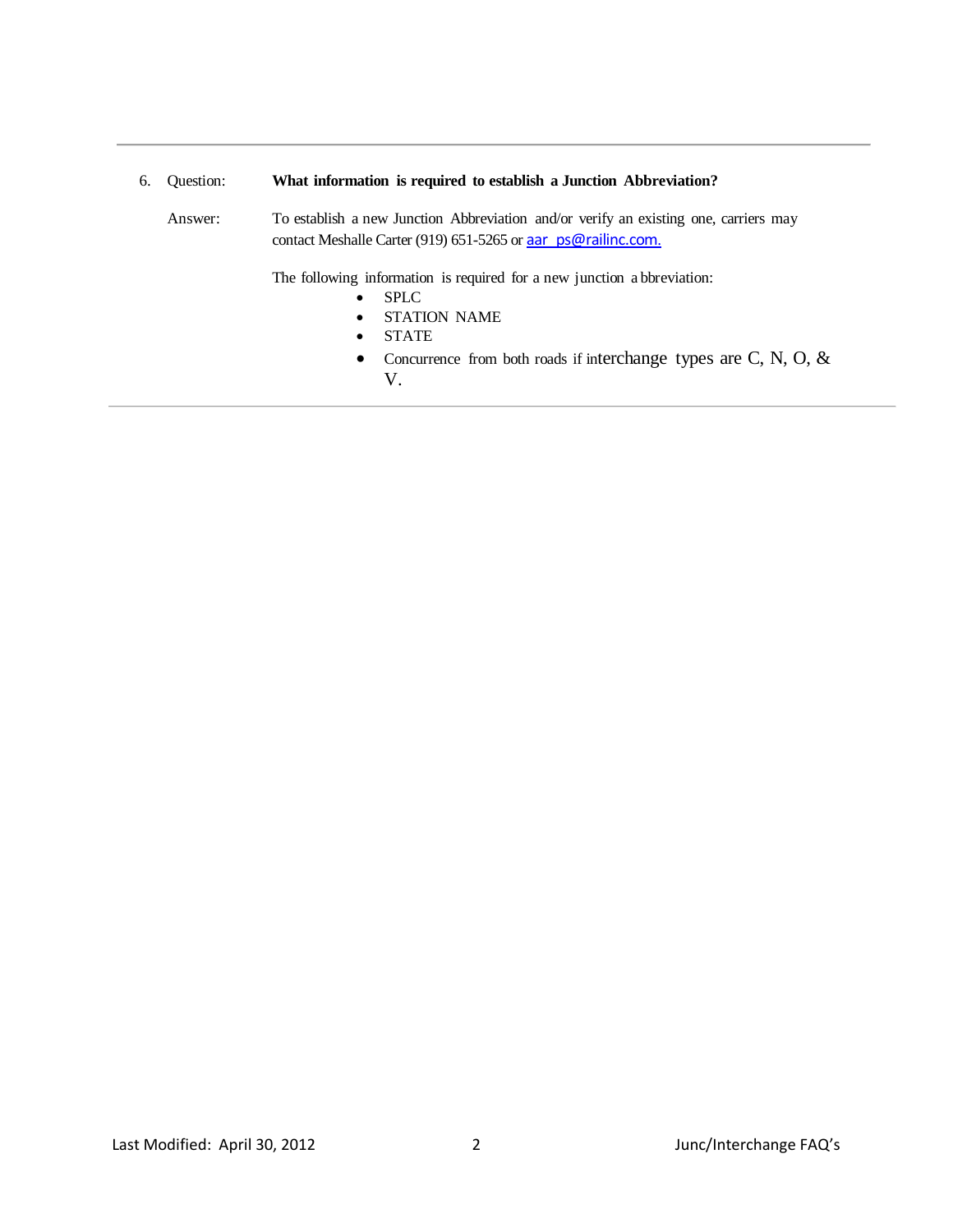6. Question: **What information is required to establish a Junction Abbreviation?**

   Answer: To establish a new Junction Abbreviation and/or verify an existing one, carriers may contact Meshalle Carter (919) 651-5265 or aar_ps@railinc.com.

   The following information is required for a new junction abbreviation:

   - SPLC
   - STATION NAME
   - STATE
   - Concurrence from both roads if interchange types are C, N, O, & V.